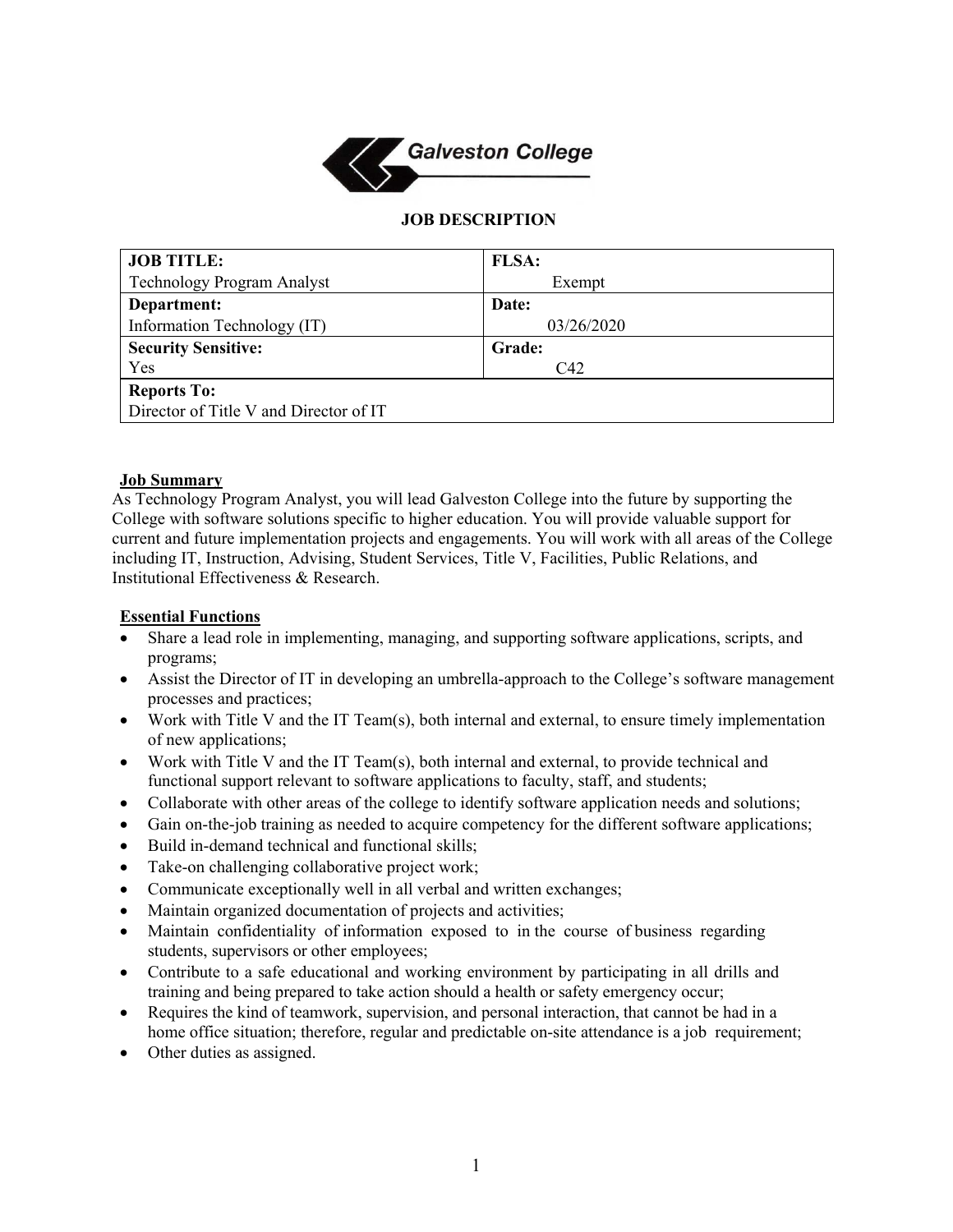Galveston College

## JOB DESCRIPTION

| **JOB TITLE:** Technology Program Analyst | **FLSA:** Exempt |
|---|---|
| **Department:** Information Technology (IT) | **Date:** 03/26/2020 |
| **Security Sensitive:** Yes | **Grade:** C42 |
| **Reports To:** Director of Title V and Director of IT | |

### Job Summary

As Technology Program Analyst, you will lead Galveston College into the future by supporting the College with software solutions specific to higher education. You will provide valuable support for current and future implementation projects and engagements. You will work with all areas of the College including IT, Instruction, Advising, Student Services, Title V, Facilities, Public Relations, and Institutional Effectiveness & Research.

### Essential Functions

- Share a lead role in implementing, managing, and supporting software applications, scripts, and programs;
- Assist the Director of IT in developing an umbrella-approach to the College's software management processes and practices;
- Work with Title V and the IT Team(s), both internal and external, to ensure timely implementation of new applications;
- Work with Title V and the IT Team(s), both internal and external, to provide technical and functional support relevant to software applications to faculty, staff, and students;
- Collaborate with other areas of the college to identify software application needs and solutions;
- Gain on-the-job training as needed to acquire competency for the different software applications;
- Build in-demand technical and functional skills;
- Take-on challenging collaborative project work;
- Communicate exceptionally well in all verbal and written exchanges;
- Maintain organized documentation of projects and activities;
- Maintain confidentiality of information exposed to in the course of business regarding students, supervisors or other employees;
- Contribute to a safe educational and working environment by participating in all drills and training and being prepared to take action should a health or safety emergency occur;
- Requires the kind of teamwork, supervision, and personal interaction, that cannot be had in a home office situation; therefore, regular and predictable on-site attendance is a job requirement;
- Other duties as assigned.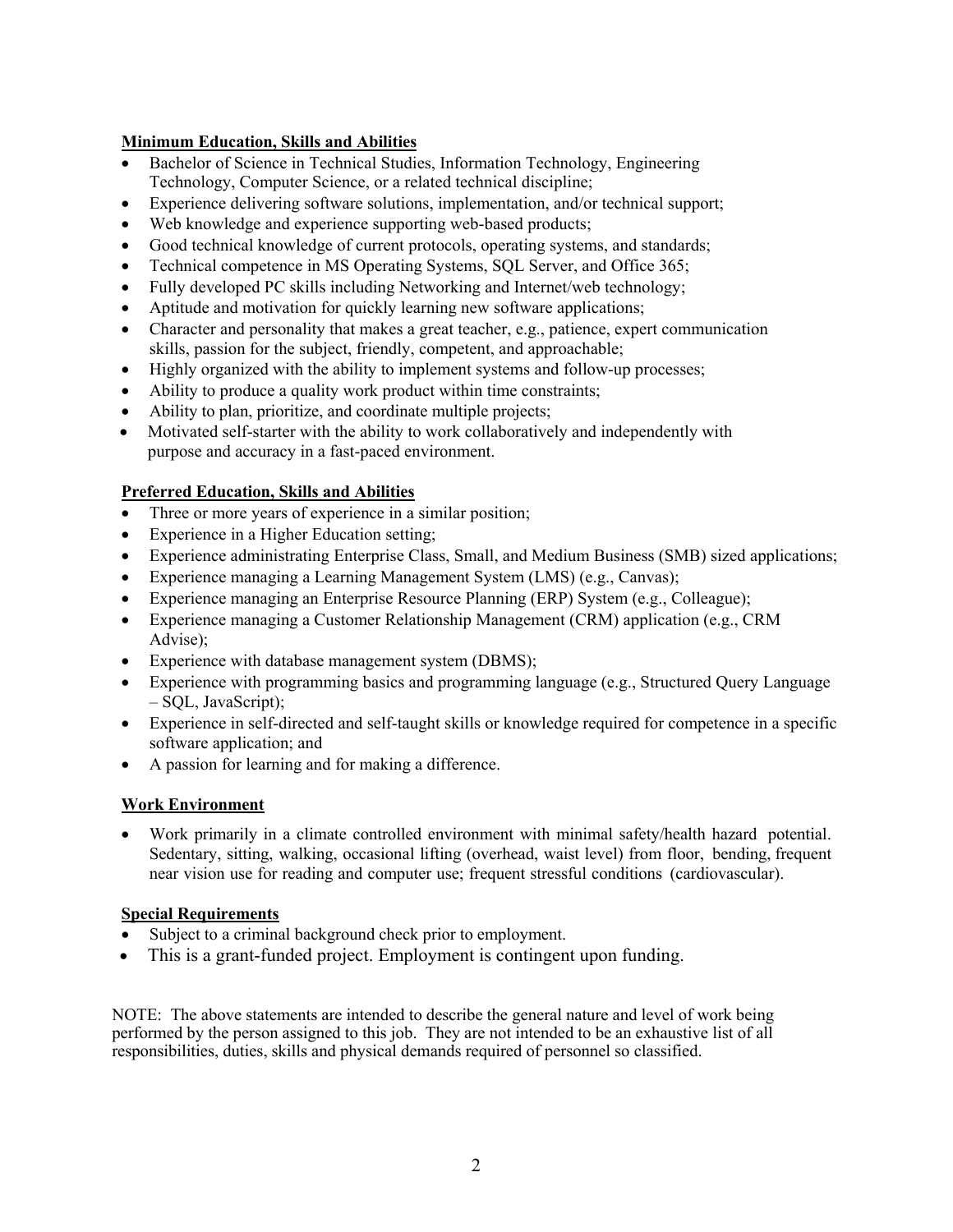**Minimum Education, Skills and Abilities**

- Bachelor of Science in Technical Studies, Information Technology, Engineering Technology, Computer Science, or a related technical discipline;
- Experience delivering software solutions, implementation, and/or technical support;
- Web knowledge and experience supporting web-based products;
- Good technical knowledge of current protocols, operating systems, and standards;
- Technical competence in MS Operating Systems, SQL Server, and Office 365;
- Fully developed PC skills including Networking and Internet/web technology;
- Aptitude and motivation for quickly learning new software applications;
- Character and personality that makes a great teacher, e.g., patience, expert communication skills, passion for the subject, friendly, competent, and approachable;
- Highly organized with the ability to implement systems and follow-up processes;
- Ability to produce a quality work product within time constraints;
- Ability to plan, prioritize, and coordinate multiple projects;
- Motivated self-starter with the ability to work collaboratively and independently with purpose and accuracy in a fast-paced environment.

**Preferred Education, Skills and Abilities**

- Three or more years of experience in a similar position;
- Experience in a Higher Education setting;
- Experience administrating Enterprise Class, Small, and Medium Business (SMB) sized applications;
- Experience managing a Learning Management System (LMS) (e.g., Canvas);
- Experience managing an Enterprise Resource Planning (ERP) System (e.g., Colleague);
- Experience managing a Customer Relationship Management (CRM) application (e.g., CRM Advise);
- Experience with database management system (DBMS);
- Experience with programming basics and programming language (e.g., Structured Query Language – SQL, JavaScript);
- Experience in self-directed and self-taught skills or knowledge required for competence in a specific software application; and
- A passion for learning and for making a difference.

**Work Environment**

- Work primarily in a climate controlled environment with minimal safety/health hazard potential. Sedentary, sitting, walking, occasional lifting (overhead, waist level) from floor, bending, frequent near vision use for reading and computer use; frequent stressful conditions (cardiovascular).

**Special Requirements**

- Subject to a criminal background check prior to employment.
- This is a grant-funded project. Employment is contingent upon funding.

NOTE: The above statements are intended to describe the general nature and level of work being performed by the person assigned to this job. They are not intended to be an exhaustive list of all responsibilities, duties, skills and physical demands required of personnel so classified.